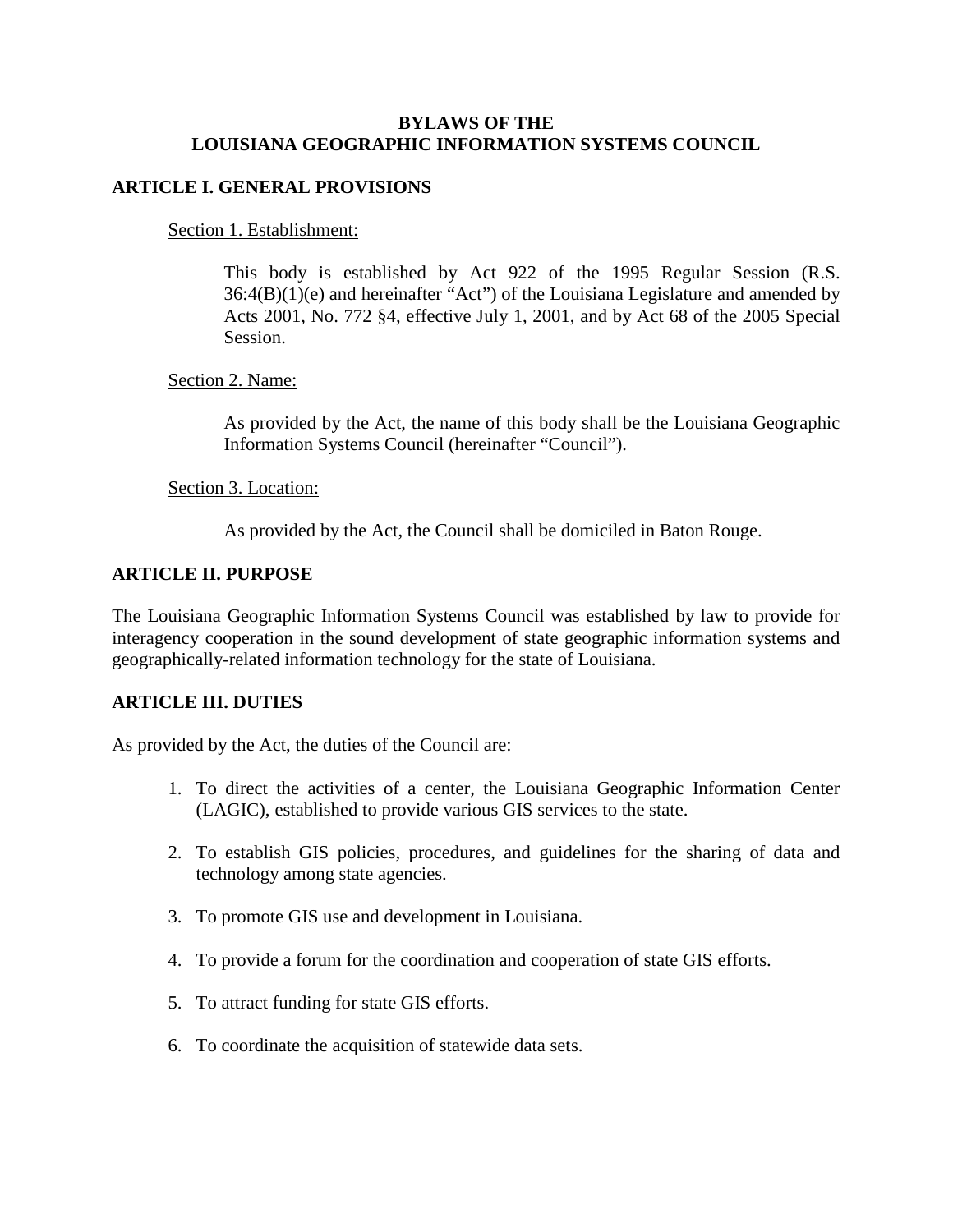# BYLAWS OF THE LOUISIANA GEOGRAPHIC INFORMATION SYSTEMS COUNCIL

## ARTICLE I. GENERAL PROVISIONS

### Section 1. Establishment:

This body is established by Act 922 of the 1995 Regular Session (R.S. 36:4(B)(1)(e) and hereinafter "Act") of the Louisiana Legislature and amended by Acts 2001, No. 772 §4, effective July 1, 2001, and by Act 68 of the 2005 Special Session.

### Section 2. Name:

As provided by the Act, the name of this body shall be the Louisiana Geographic Information Systems Council (hereinafter "Council").

### Section 3. Location:

As provided by the Act, the Council shall be domiciled in Baton Rouge.

## ARTICLE II. PURPOSE

The Louisiana Geographic Information Systems Council was established by law to provide for interagency cooperation in the sound development of state geographic information systems and geographically-related information technology for the state of Louisiana.

## ARTICLE III. DUTIES

As provided by the Act, the duties of the Council are:

1. To direct the activities of a center, the Louisiana Geographic Information Center (LAGIC), established to provide various GIS services to the state.
2. To establish GIS policies, procedures, and guidelines for the sharing of data and technology among state agencies.
3. To promote GIS use and development in Louisiana.
4. To provide a forum for the coordination and cooperation of state GIS efforts.
5. To attract funding for state GIS efforts.
6. To coordinate the acquisition of statewide data sets.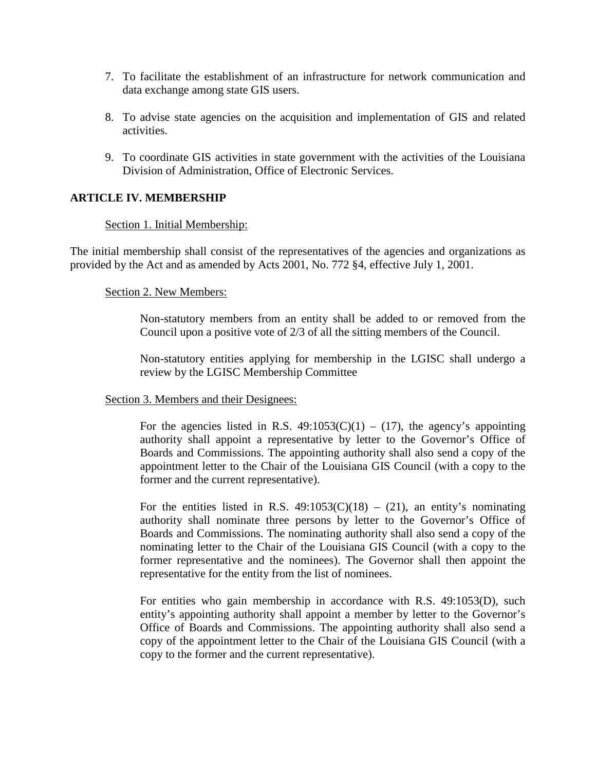7. To facilitate the establishment of an infrastructure for network communication and data exchange among state GIS users.

8. To advise state agencies on the acquisition and implementation of GIS and related activities.

9. To coordinate GIS activities in state government with the activities of the Louisiana Division of Administration, Office of Electronic Services.

## ARTICLE IV. MEMBERSHIP

<u>Section 1. Initial Membership:</u>

The initial membership shall consist of the representatives of the agencies and organizations as provided by the Act and as amended by Acts 2001, No. 772 §4, effective July 1, 2001.

<u>Section 2. New Members:</u>

Non-statutory members from an entity shall be added to or removed from the Council upon a positive vote of 2/3 of all the sitting members of the Council.

Non-statutory entities applying for membership in the LGISC shall undergo a review by the LGISC Membership Committee

<u>Section 3. Members and their Designees:</u>

For the agencies listed in R.S. 49:1053(C)(1) – (17), the agency's appointing authority shall appoint a representative by letter to the Governor's Office of Boards and Commissions. The appointing authority shall also send a copy of the appointment letter to the Chair of the Louisiana GIS Council (with a copy to the former and the current representative).

For the entities listed in R.S. 49:1053(C)(18) – (21), an entity's nominating authority shall nominate three persons by letter to the Governor's Office of Boards and Commissions. The nominating authority shall also send a copy of the nominating letter to the Chair of the Louisiana GIS Council (with a copy to the former representative and the nominees). The Governor shall then appoint the representative for the entity from the list of nominees.

For entities who gain membership in accordance with R.S. 49:1053(D), such entity's appointing authority shall appoint a member by letter to the Governor's Office of Boards and Commissions. The appointing authority shall also send a copy of the appointment letter to the Chair of the Louisiana GIS Council (with a copy to the former and the current representative).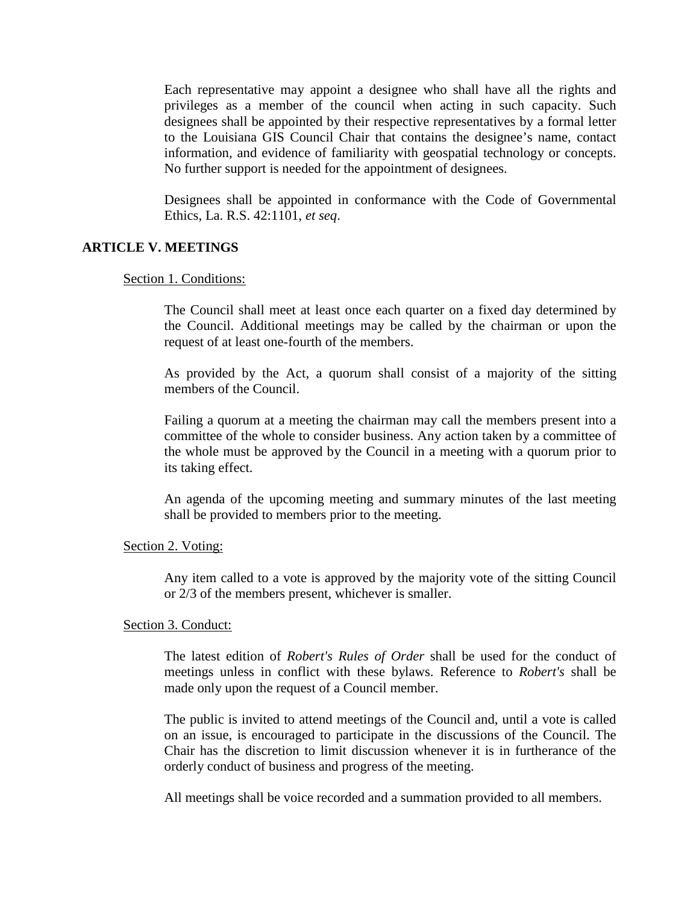Each representative may appoint a designee who shall have all the rights and privileges as a member of the council when acting in such capacity. Such designees shall be appointed by their respective representatives by a formal letter to the Louisiana GIS Council Chair that contains the designee's name, contact information, and evidence of familiarity with geospatial technology or concepts. No further support is needed for the appointment of designees.

Designees shall be appointed in conformance with the Code of Governmental Ethics, La. R.S. 42:1101, *et seq*.

## ARTICLE V. MEETINGS

<u>Section 1. Conditions:</u>

The Council shall meet at least once each quarter on a fixed day determined by the Council. Additional meetings may be called by the chairman or upon the request of at least one-fourth of the members.

As provided by the Act, a quorum shall consist of a majority of the sitting members of the Council.

Failing a quorum at a meeting the chairman may call the members present into a committee of the whole to consider business. Any action taken by a committee of the whole must be approved by the Council in a meeting with a quorum prior to its taking effect.

An agenda of the upcoming meeting and summary minutes of the last meeting shall be provided to members prior to the meeting.

<u>Section 2. Voting:</u>

Any item called to a vote is approved by the majority vote of the sitting Council or 2/3 of the members present, whichever is smaller.

<u>Section 3. Conduct:</u>

The latest edition of *Robert's Rules of Order* shall be used for the conduct of meetings unless in conflict with these bylaws. Reference to *Robert's* shall be made only upon the request of a Council member.

The public is invited to attend meetings of the Council and, until a vote is called on an issue, is encouraged to participate in the discussions of the Council. The Chair has the discretion to limit discussion whenever it is in furtherance of the orderly conduct of business and progress of the meeting.

All meetings shall be voice recorded and a summation provided to all members.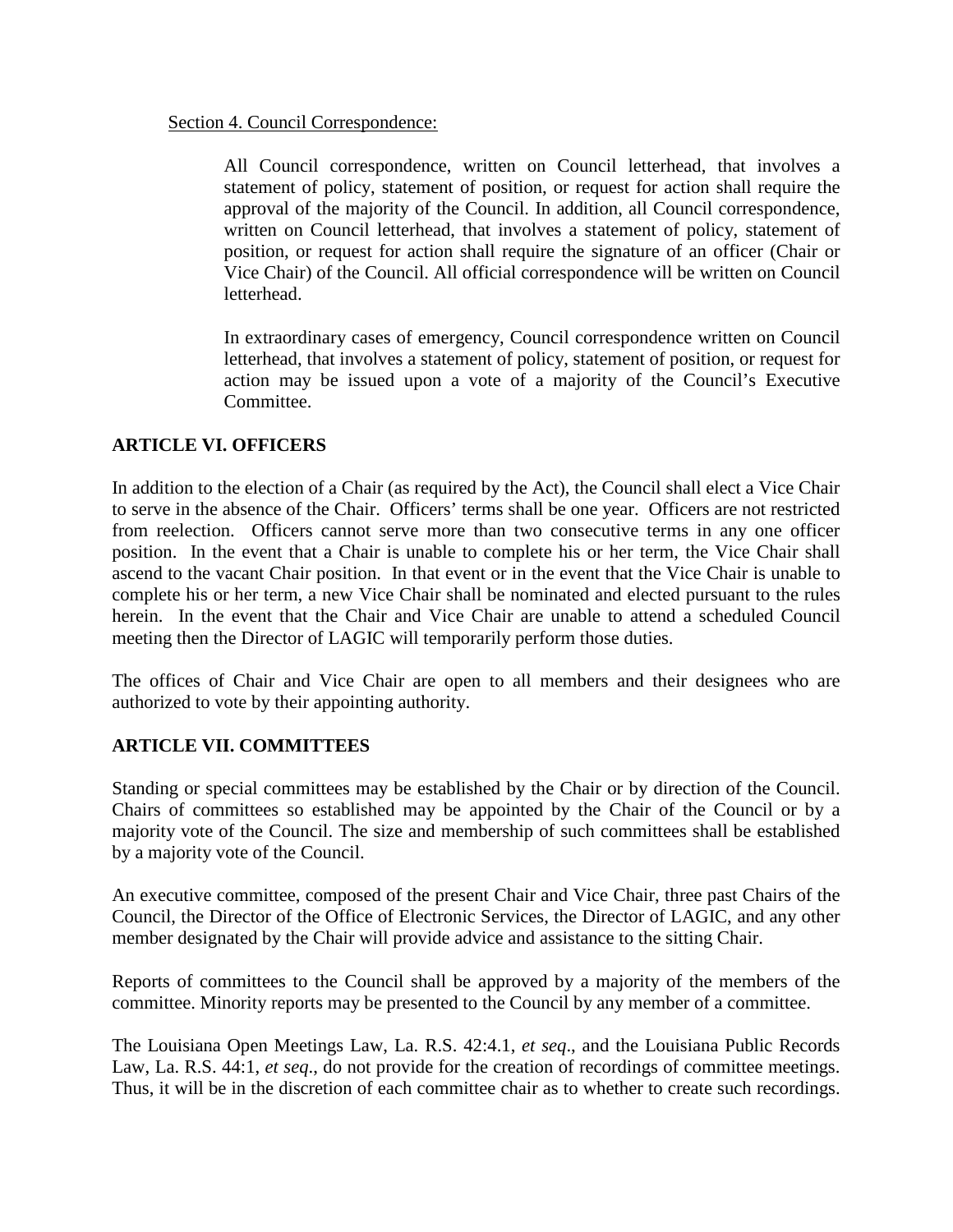Section 4. Council Correspondence:

> All Council correspondence, written on Council letterhead, that involves a statement of policy, statement of position, or request for action shall require the approval of the majority of the Council. In addition, all Council correspondence, written on Council letterhead, that involves a statement of policy, statement of position, or request for action shall require the signature of an officer (Chair or Vice Chair) of the Council. All official correspondence will be written on Council letterhead.
>
> In extraordinary cases of emergency, Council correspondence written on Council letterhead, that involves a statement of policy, statement of position, or request for action may be issued upon a vote of a majority of the Council's Executive Committee.

## ARTICLE VI. OFFICERS

In addition to the election of a Chair (as required by the Act), the Council shall elect a Vice Chair to serve in the absence of the Chair. Officers' terms shall be one year. Officers are not restricted from reelection. Officers cannot serve more than two consecutive terms in any one officer position. In the event that a Chair is unable to complete his or her term, the Vice Chair shall ascend to the vacant Chair position. In that event or in the event that the Vice Chair is unable to complete his or her term, a new Vice Chair shall be nominated and elected pursuant to the rules herein. In the event that the Chair and Vice Chair are unable to attend a scheduled Council meeting then the Director of LAGIC will temporarily perform those duties.

The offices of Chair and Vice Chair are open to all members and their designees who are authorized to vote by their appointing authority.

## ARTICLE VII. COMMITTEES

Standing or special committees may be established by the Chair or by direction of the Council. Chairs of committees so established may be appointed by the Chair of the Council or by a majority vote of the Council. The size and membership of such committees shall be established by a majority vote of the Council.

An executive committee, composed of the present Chair and Vice Chair, three past Chairs of the Council, the Director of the Office of Electronic Services, the Director of LAGIC, and any other member designated by the Chair will provide advice and assistance to the sitting Chair.

Reports of committees to the Council shall be approved by a majority of the members of the committee. Minority reports may be presented to the Council by any member of a committee.

The Louisiana Open Meetings Law, La. R.S. 42:4.1, *et seq*., and the Louisiana Public Records Law, La. R.S. 44:1, *et seq*., do not provide for the creation of recordings of committee meetings. Thus, it will be in the discretion of each committee chair as to whether to create such recordings.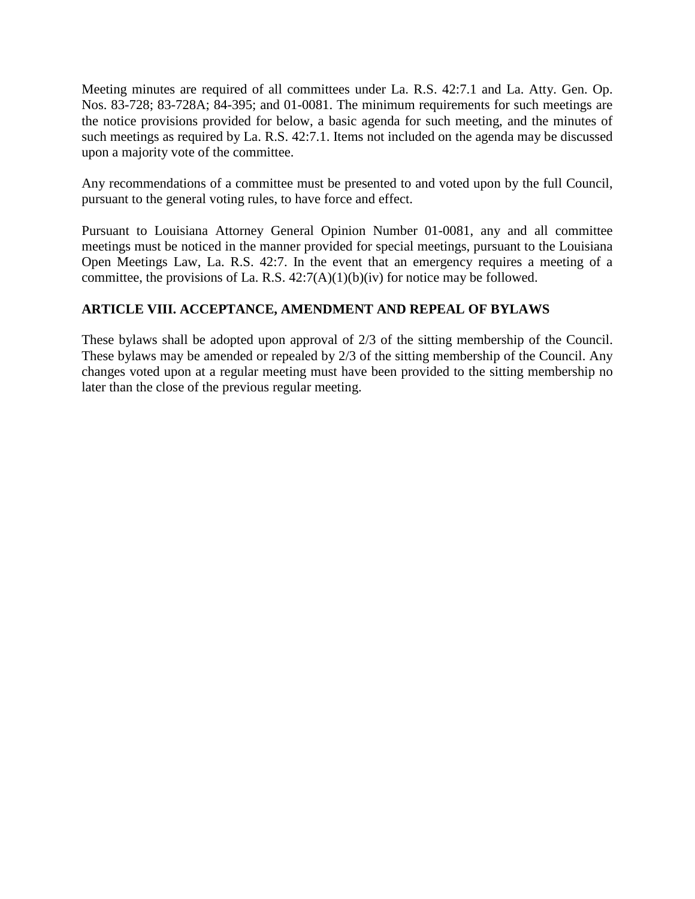Meeting minutes are required of all committees under La. R.S. 42:7.1 and La. Atty. Gen. Op. Nos. 83-728; 83-728A; 84-395; and 01-0081. The minimum requirements for such meetings are the notice provisions provided for below, a basic agenda for such meeting, and the minutes of such meetings as required by La. R.S. 42:7.1. Items not included on the agenda may be discussed upon a majority vote of the committee.

Any recommendations of a committee must be presented to and voted upon by the full Council, pursuant to the general voting rules, to have force and effect.

Pursuant to Louisiana Attorney General Opinion Number 01-0081, any and all committee meetings must be noticed in the manner provided for special meetings, pursuant to the Louisiana Open Meetings Law, La. R.S. 42:7. In the event that an emergency requires a meeting of a committee, the provisions of La. R.S. 42:7(A)(1)(b)(iv) for notice may be followed.

## ARTICLE VIII. ACCEPTANCE, AMENDMENT AND REPEAL OF BYLAWS

These bylaws shall be adopted upon approval of 2/3 of the sitting membership of the Council. These bylaws may be amended or repealed by 2/3 of the sitting membership of the Council. Any changes voted upon at a regular meeting must have been provided to the sitting membership no later than the close of the previous regular meeting.